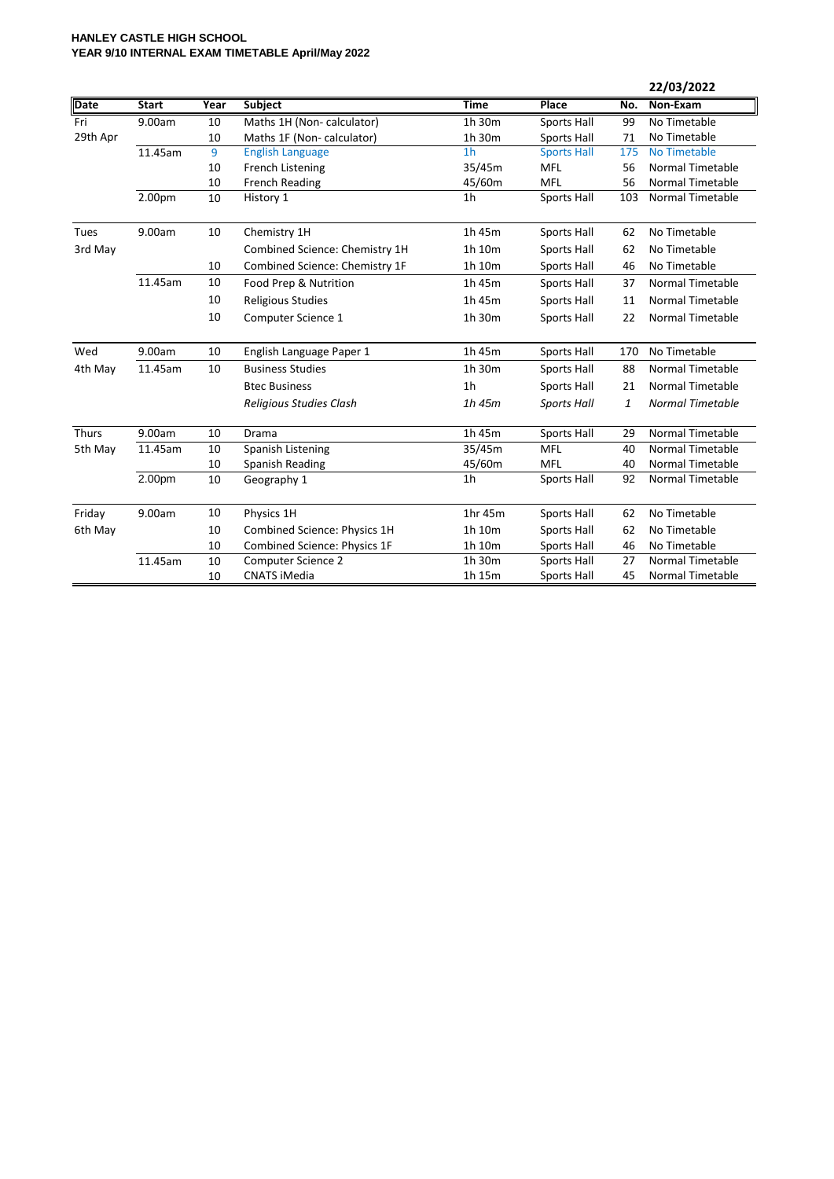**HANLEY CASTLE HIGH SCHOOL**
**YEAR 9/10 INTERNAL EXAM TIMETABLE April/May 2022**

**22/03/2022**

| Date | Start | Year | Subject | Time | Place | No. | Non-Exam |
|---|---|---|---|---|---|---|---|
| Fri | 9.00am | 10 | Maths 1H (Non- calculator) | 1h 30m | Sports Hall | 99 | No Timetable |
| 29th Apr | | 10 | Maths 1F (Non- calculator) | 1h 30m | Sports Hall | 71 | No Timetable |
| | 11.45am | 9 | English Language | 1h | Sports Hall | 175 | No Timetable |
| | | 10 | French Listening | 35/45m | MFL | 56 | Normal Timetable |
| | | 10 | French Reading | 45/60m | MFL | 56 | Normal Timetable |
| | 2.00pm | 10 | History 1 | 1h | Sports Hall | 103 | Normal Timetable |
| Tues | 9.00am | 10 | Chemistry 1H | 1h 45m | Sports Hall | 62 | No Timetable |
| 3rd May | | | Combined Science: Chemistry 1H | 1h 10m | Sports Hall | 62 | No Timetable |
| | | 10 | Combined Science: Chemistry 1F | 1h 10m | Sports Hall | 46 | No Timetable |
| | 11.45am | 10 | Food Prep & Nutrition | 1h 45m | Sports Hall | 37 | Normal Timetable |
| | | 10 | Religious Studies | 1h 45m | Sports Hall | 11 | Normal Timetable |
| | | 10 | Computer Science 1 | 1h 30m | Sports Hall | 22 | Normal Timetable |
| Wed | 9.00am | 10 | English Language Paper 1 | 1h 45m | Sports Hall | 170 | No Timetable |
| 4th May | 11.45am | 10 | Business Studies | 1h 30m | Sports Hall | 88 | Normal Timetable |
| | | | Btec Business | 1h | Sports Hall | 21 | Normal Timetable |
| | | | *Religious Studies Clash* | *1h 45m* | *Sports Hall* | *1* | *Normal Timetable* |
| Thurs | 9.00am | 10 | Drama | 1h 45m | Sports Hall | 29 | Normal Timetable |
| 5th May | 11.45am | 10 | Spanish Listening | 35/45m | MFL | 40 | Normal Timetable |
| | | 10 | Spanish Reading | 45/60m | MFL | 40 | Normal Timetable |
| | 2.00pm | 10 | Geography 1 | 1h | Sports Hall | 92 | Normal Timetable |
| Friday | 9.00am | 10 | Physics 1H | 1hr 45m | Sports Hall | 62 | No Timetable |
| 6th May | | 10 | Combined Science: Physics 1H | 1h 10m | Sports Hall | 62 | No Timetable |
| | | 10 | Combined Science: Physics 1F | 1h 10m | Sports Hall | 46 | No Timetable |
| | 11.45am | 10 | Computer Science 2 | 1h 30m | Sports Hall | 27 | Normal Timetable |
| | | 10 | CNATS iMedia | 1h 15m | Sports Hall | 45 | Normal Timetable |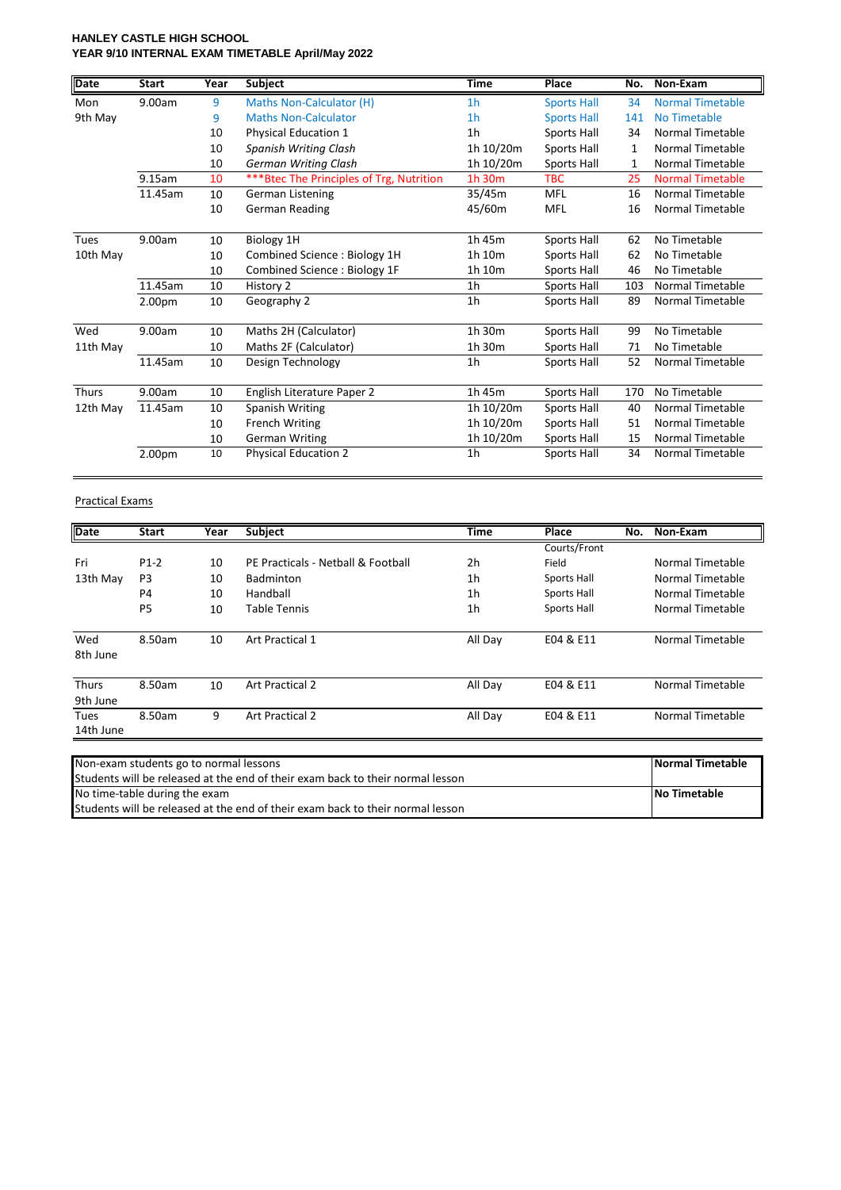**HANLEY CASTLE HIGH SCHOOL**
**YEAR 9/10 INTERNAL EXAM TIMETABLE April/May 2022**

| Date | Start | Year | Subject | Time | Place | No. | Non-Exam |
|---|---|---|---|---|---|---|---|
| Mon 9th May | 9.00am | 9 | Maths Non-Calculator (H) | 1h | Sports Hall | 34 | Normal Timetable |
| | | 9 | Maths Non-Calculator | 1h | Sports Hall | 141 | No Timetable |
| | | 10 | Physical Education 1 | 1h | Sports Hall | 34 | Normal Timetable |
| | | 10 | *Spanish Writing Clash* | 1h 10/20m | Sports Hall | 1 | Normal Timetable |
| | | 10 | *German Writing Clash* | 1h 10/20m | Sports Hall | 1 | Normal Timetable |
| | 9.15am | 10 | ***Btec The Principles of Trg, Nutrition | 1h 30m | TBC | 25 | Normal Timetable |
| | 11.45am | 10 | German Listening | 35/45m | MFL | 16 | Normal Timetable |
| | | 10 | German Reading | 45/60m | MFL | 16 | Normal Timetable |
| Tues 10th May | 9.00am | 10 | Biology 1H | 1h 45m | Sports Hall | 62 | No Timetable |
| | | 10 | Combined Science : Biology 1H | 1h 10m | Sports Hall | 62 | No Timetable |
| | | 10 | Combined Science : Biology 1F | 1h 10m | Sports Hall | 46 | No Timetable |
| | 11.45am | 10 | History 2 | 1h | Sports Hall | 103 | Normal Timetable |
| | 2.00pm | 10 | Geography 2 | 1h | Sports Hall | 89 | Normal Timetable |
| Wed 11th May | 9.00am | 10 | Maths 2H (Calculator) | 1h 30m | Sports Hall | 99 | No Timetable |
| | | 10 | Maths 2F (Calculator) | 1h 30m | Sports Hall | 71 | No Timetable |
| | 11.45am | 10 | Design Technology | 1h | Sports Hall | 52 | Normal Timetable |
| Thurs 12th May | 9.00am | 10 | English Literature Paper 2 | 1h 45m | Sports Hall | 170 | No Timetable |
| | 11.45am | 10 | Spanish Writing | 1h 10/20m | Sports Hall | 40 | Normal Timetable |
| | | 10 | French Writing | 1h 10/20m | Sports Hall | 51 | Normal Timetable |
| | | 10 | German Writing | 1h 10/20m | Sports Hall | 15 | Normal Timetable |
| | 2.00pm | 10 | Physical Education 2 | 1h | Sports Hall | 34 | Normal Timetable |

Practical Exams

| Date | Start | Year | Subject | Time | Place | No. | Non-Exam |
|---|---|---|---|---|---|---|---|
| Fri 13th May | P1-2 | 10 | PE Practicals - Netball & Football | 2h | Courts/Front Field | | Normal Timetable |
| | P3 | 10 | Badminton | 1h | Sports Hall | | Normal Timetable |
| | P4 | 10 | Handball | 1h | Sports Hall | | Normal Timetable |
| | P5 | 10 | Table Tennis | 1h | Sports Hall | | Normal Timetable |
| Wed 8th June | 8.50am | 10 | Art Practical 1 | All Day | E04 & E11 | | Normal Timetable |
| Thurs 9th June | 8.50am | 10 | Art Practical 2 | All Day | E04 & E11 | | Normal Timetable |
| Tues 14th June | 8.50am | 9 | Art Practical 2 | All Day | E04 & E11 | | Normal Timetable |

| | |
|---|---|
| Non-exam students go to normal lessons<br>Students will be released at the end of their exam back to their normal lesson | **Normal Timetable** |
| No time-table during the exam<br>Students will be released at the end of their exam back to their normal lesson | **No Timetable** |